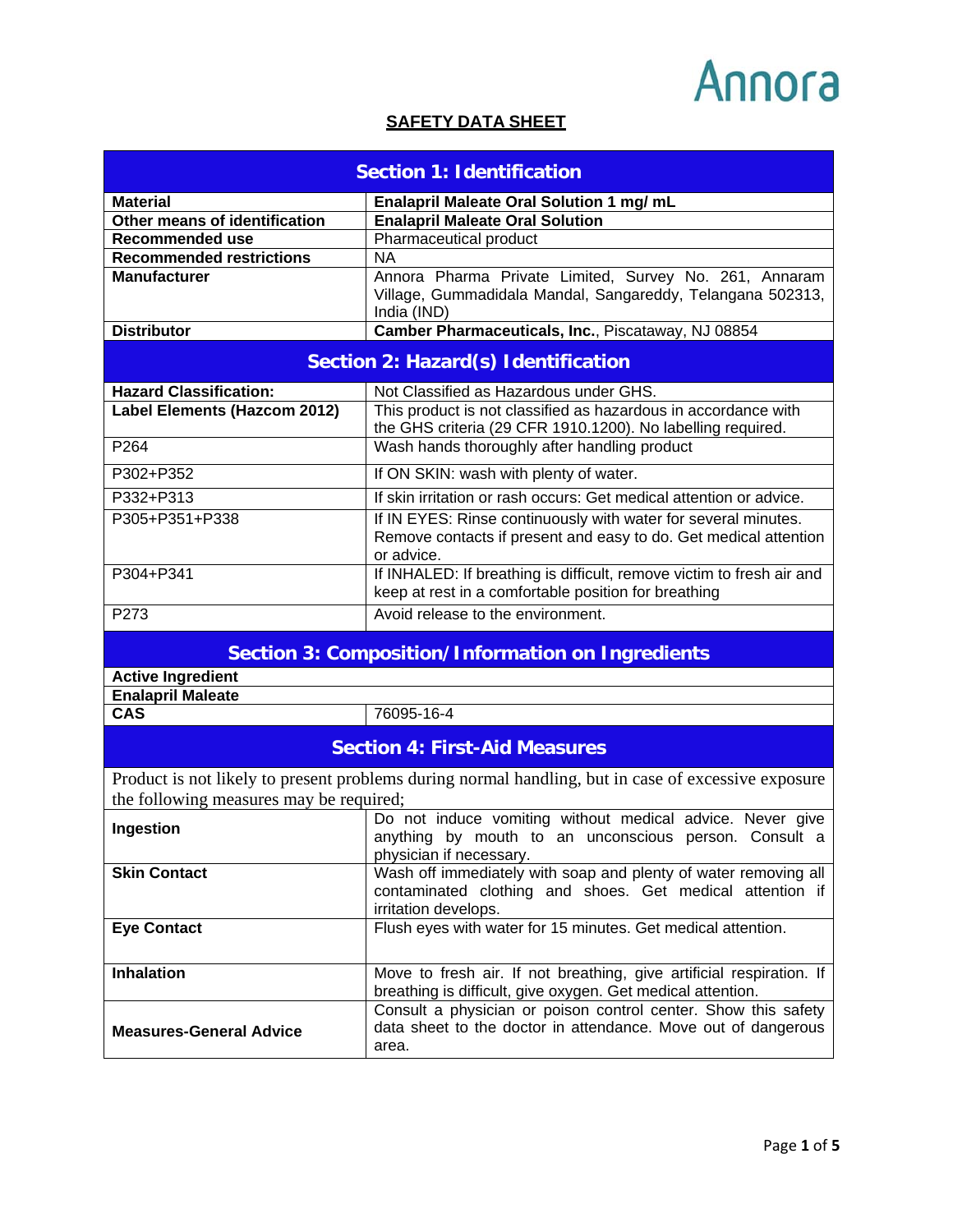Annora

# SAFETY DATA SHEET

## Section 1: Identification

| | |
|---|---|
| **Material** | **Enalapril Maleate Oral Solution 1 mg/ mL** |
| **Other means of identification** | **Enalapril Maleate Oral Solution** |
| **Recommended use** | Pharmaceutical product |
| **Recommended restrictions** | NA |
| **Manufacturer** | Annora Pharma Private Limited, Survey No. 261, Annaram Village, Gummadidala Mandal, Sangareddy, Telangana 502313, India (IND) |
| **Distributor** | **Camber Pharmaceuticals, Inc.**, Piscataway, NJ 08854 |

## Section 2: Hazard(s) Identification

| | |
|---|---|
| **Hazard Classification:** | Not Classified as Hazardous under GHS. |
| **Label Elements (Hazcom 2012)** | This product is not classified as hazardous in accordance with the GHS criteria (29 CFR 1910.1200). No labelling required. |
| P264 | Wash hands thoroughly after handling product |
| P302+P352 | If ON SKIN: wash with plenty of water. |
| P332+P313 | If skin irritation or rash occurs: Get medical attention or advice. |
| P305+P351+P338 | If IN EYES: Rinse continuously with water for several minutes. Remove contacts if present and easy to do. Get medical attention or advice. |
| P304+P341 | If INHALED: If breathing is difficult, remove victim to fresh air and keep at rest in a comfortable position for breathing |
| P273 | Avoid release to the environment. |

## Section 3: Composition/Information on Ingredients

| | |
|---|---|
| **Active Ingredient** | |
| **Enalapril Maleate** | |
| **CAS** | 76095-16-4 |

## Section 4: First-Aid Measures

Product is not likely to present problems during normal handling, but in case of excessive exposure the following measures may be required;

| | |
|---|---|
| **Ingestion** | Do not induce vomiting without medical advice. Never give anything by mouth to an unconscious person. Consult a physician if necessary. |
| **Skin Contact** | Wash off immediately with soap and plenty of water removing all contaminated clothing and shoes. Get medical attention if irritation develops. |
| **Eye Contact** | Flush eyes with water for 15 minutes. Get medical attention. |
| **Inhalation** | Move to fresh air. If not breathing, give artificial respiration. If breathing is difficult, give oxygen. Get medical attention. |
| **Measures-General Advice** | Consult a physician or poison control center. Show this safety data sheet to the doctor in attendance. Move out of dangerous area. |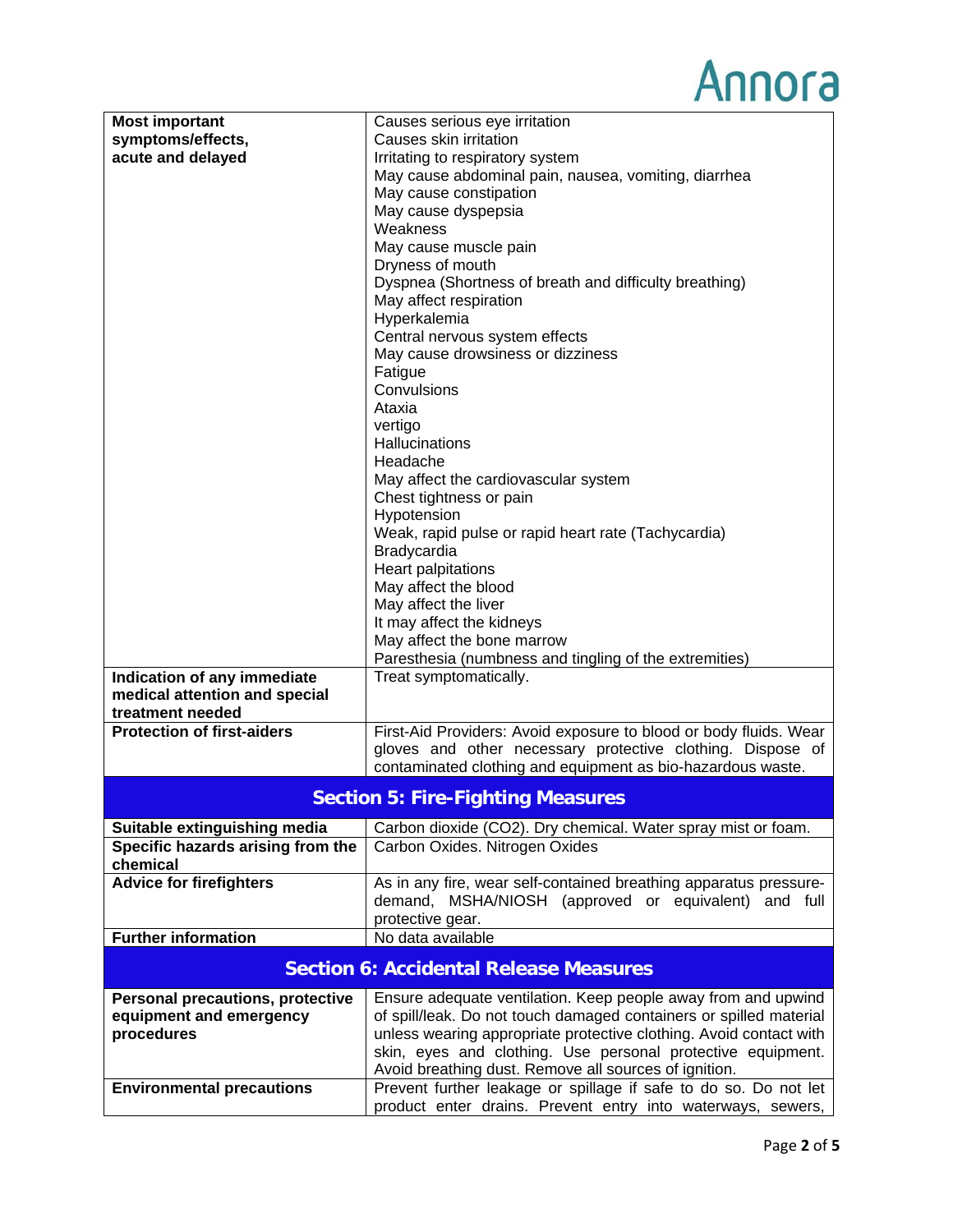| | |
|---|---|
| **Most important symptoms/effects, acute and delayed** | Causes serious eye irritation<br>Causes skin irritation<br>Irritating to respiratory system<br>May cause abdominal pain, nausea, vomiting, diarrhea<br>May cause constipation<br>May cause dyspepsia<br>Weakness<br>May cause muscle pain<br>Dryness of mouth<br>Dyspnea (Shortness of breath and difficulty breathing)<br>May affect respiration<br>Hyperkalemia<br>Central nervous system effects<br>May cause drowsiness or dizziness<br>Fatigue<br>Convulsions<br>Ataxia<br>vertigo<br>Hallucinations<br>Headache<br>May affect the cardiovascular system<br>Chest tightness or pain<br>Hypotension<br>Weak, rapid pulse or rapid heart rate (Tachycardia)<br>Bradycardia<br>Heart palpitations<br>May affect the blood<br>May affect the liver<br>It may affect the kidneys<br>May affect the bone marrow<br>Paresthesia (numbness and tingling of the extremities) |
| **Indication of any immediate medical attention and special treatment needed** | Treat symptomatically. |
| **Protection of first-aiders** | First-Aid Providers: Avoid exposure to blood or body fluids. Wear gloves and other necessary protective clothing. Dispose of contaminated clothing and equipment as bio-hazardous waste. |

## Section 5: Fire-Fighting Measures

| | |
|---|---|
| **Suitable extinguishing media** | Carbon dioxide ($CO_2$). Dry chemical. Water spray mist or foam. |
| **Specific hazards arising from the chemical** | Carbon Oxides. Nitrogen Oxides |
| **Advice for firefighters** | As in any fire, wear self-contained breathing apparatus pressure-demand, MSHA/NIOSH (approved or equivalent) and full protective gear. |
| **Further information** | No data available |

## Section 6: Accidental Release Measures

| | |
|---|---|
| **Personal precautions, protective equipment and emergency procedures** | Ensure adequate ventilation. Keep people away from and upwind of spill/leak. Do not touch damaged containers or spilled material unless wearing appropriate protective clothing. Avoid contact with skin, eyes and clothing. Use personal protective equipment. Avoid breathing dust. Remove all sources of ignition. |
| **Environmental precautions** | Prevent further leakage or spillage if safe to do so. Do not let product enter drains. Prevent entry into waterways, sewers, |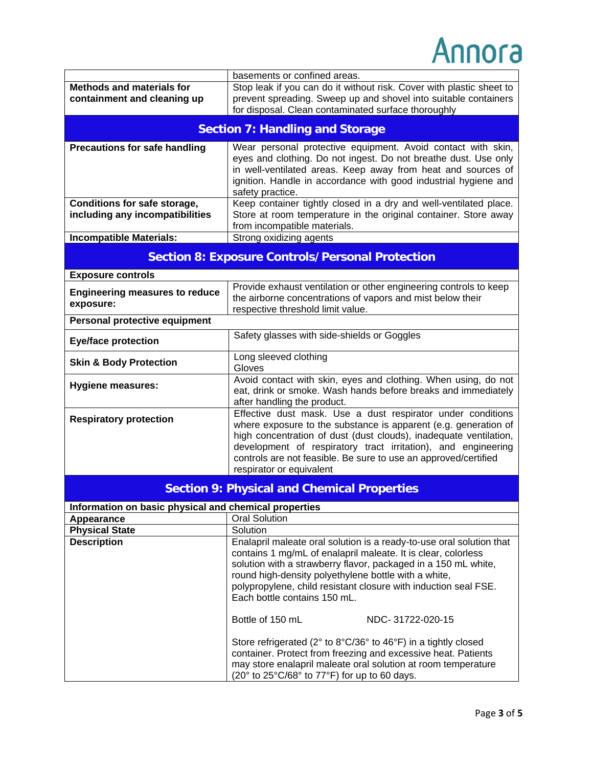| | |
|---|---|
| | basements or confined areas. |
| **Methods and materials for containment and cleaning up** | Stop leak if you can do it without risk. Cover with plastic sheet to prevent spreading. Sweep up and shovel into suitable containers for disposal. Clean contaminated surface thoroughly |

## Section 7: Handling and Storage

| | |
|---|---|
| **Precautions for safe handling** | Wear personal protective equipment. Avoid contact with skin, eyes and clothing. Do not ingest. Do not breathe dust. Use only in well-ventilated areas. Keep away from heat and sources of ignition. Handle in accordance with good industrial hygiene and safety practice. |
| **Conditions for safe storage, including any incompatibilities** | Keep container tightly closed in a dry and well-ventilated place. Store at room temperature in the original container. Store away from incompatible materials. |
| **Incompatible Materials:** | Strong oxidizing agents |

## Section 8: Exposure Controls/Personal Protection

| | |
|---|---|
| **Exposure controls** | |
| **Engineering measures to reduce exposure:** | Provide exhaust ventilation or other engineering controls to keep the airborne concentrations of vapors and mist below their respective threshold limit value. |
| **Personal protective equipment** | |
| **Eye/face protection** | Safety glasses with side-shields or Goggles |
| **Skin & Body Protection** | Long sleeved clothing<br>Gloves |
| **Hygiene measures:** | Avoid contact with skin, eyes and clothing. When using, do not eat, drink or smoke. Wash hands before breaks and immediately after handling the product. |
| **Respiratory protection** | Effective dust mask. Use a dust respirator under conditions where exposure to the substance is apparent (e.g. generation of high concentration of dust (dust clouds), inadequate ventilation, development of respiratory tract irritation), and engineering controls are not feasible. Be sure to use an approved/certified respirator or equivalent |

## Section 9: Physical and Chemical Properties

| | |
|---|---|
| **Information on basic physical and chemical properties** | |
| **Appearance** | Oral Solution |
| **Physical State** | Solution |
| **Description** | Enalapril maleate oral solution is a ready-to-use oral solution that contains 1 mg/mL of enalapril maleate. It is clear, colorless solution with a strawberry flavor, packaged in a 150 mL white, round high-density polyethylene bottle with a white, polypropylene, child resistant closure with induction seal FSE. Each bottle contains 150 mL.<br><br>Bottle of 150 mL NDC- 31722-020-15<br><br>Store refrigerated (2° to 8°C/36° to 46°F) in a tightly closed container. Protect from freezing and excessive heat. Patients may store enalapril maleate oral solution at room temperature (20° to 25°C/68° to 77°F) for up to 60 days. |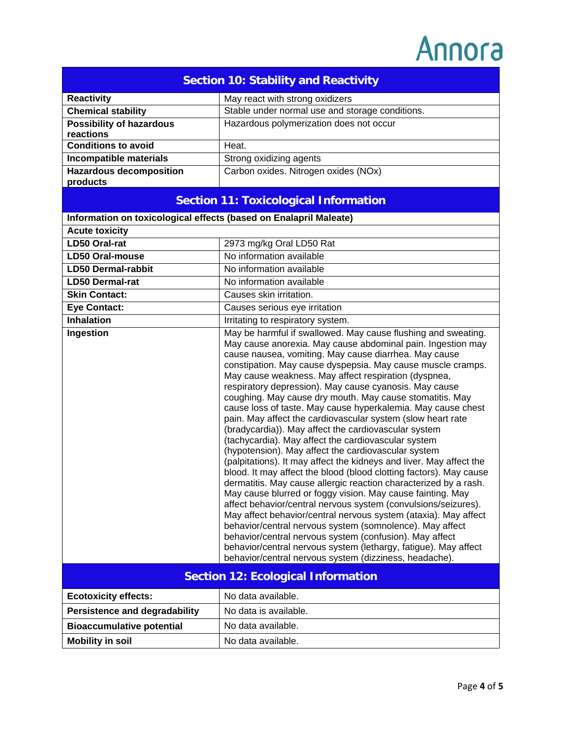## Section 10: Stability and Reactivity

| | |
|---|---|
| **Reactivity** | May react with strong oxidizers |
| **Chemical stability** | Stable under normal use and storage conditions. |
| **Possibility of hazardous reactions** | Hazardous polymerization does not occur |
| **Conditions to avoid** | Heat. |
| **Incompatible materials** | Strong oxidizing agents |
| **Hazardous decomposition products** | Carbon oxides. Nitrogen oxides (NOx) |

## Section 11: Toxicological Information

**Information on toxicological effects (based on Enalapril Maleate)**

**Acute toxicity**

| | |
|---|---|
| **LD50 Oral-rat** | 2973 mg/kg Oral LD50 Rat |
| **LD50 Oral-mouse** | No information available |
| **LD50 Dermal-rabbit** | No information available |
| **LD50 Dermal-rat** | No information available |
| **Skin Contact:** | Causes skin irritation. |
| **Eye Contact:** | Causes serious eye irritation |
| **Inhalation** | Irritating to respiratory system. |
| **Ingestion** | May be harmful if swallowed. May cause flushing and sweating. May cause anorexia. May cause abdominal pain. Ingestion may cause nausea, vomiting. May cause diarrhea. May cause constipation. May cause dyspepsia. May cause muscle cramps. May cause weakness. May affect respiration (dyspnea, respiratory depression). May cause cyanosis. May cause coughing. May cause dry mouth. May cause stomatitis. May cause loss of taste. May cause hyperkalemia. May cause chest pain. May affect the cardiovascular system (slow heart rate (bradycardia)). May affect the cardiovascular system (tachycardia). May affect the cardiovascular system (hypotension). May affect the cardiovascular system (palpitations). It may affect the kidneys and liver. May affect the blood. It may affect the blood (blood clotting factors). May cause dermatitis. May cause allergic reaction characterized by a rash. May cause blurred or foggy vision. May cause fainting. May affect behavior/central nervous system (convulsions/seizures). May affect behavior/central nervous system (ataxia). May affect behavior/central nervous system (somnolence). May affect behavior/central nervous system (confusion). May affect behavior/central nervous system (lethargy, fatigue). May affect behavior/central nervous system (dizziness, headache). |

## Section 12: Ecological Information

| | |
|---|---|
| **Ecotoxicity effects:** | No data available. |
| **Persistence and degradability** | No data is available. |
| **Bioaccumulative potential** | No data available. |
| **Mobility in soil** | No data available. |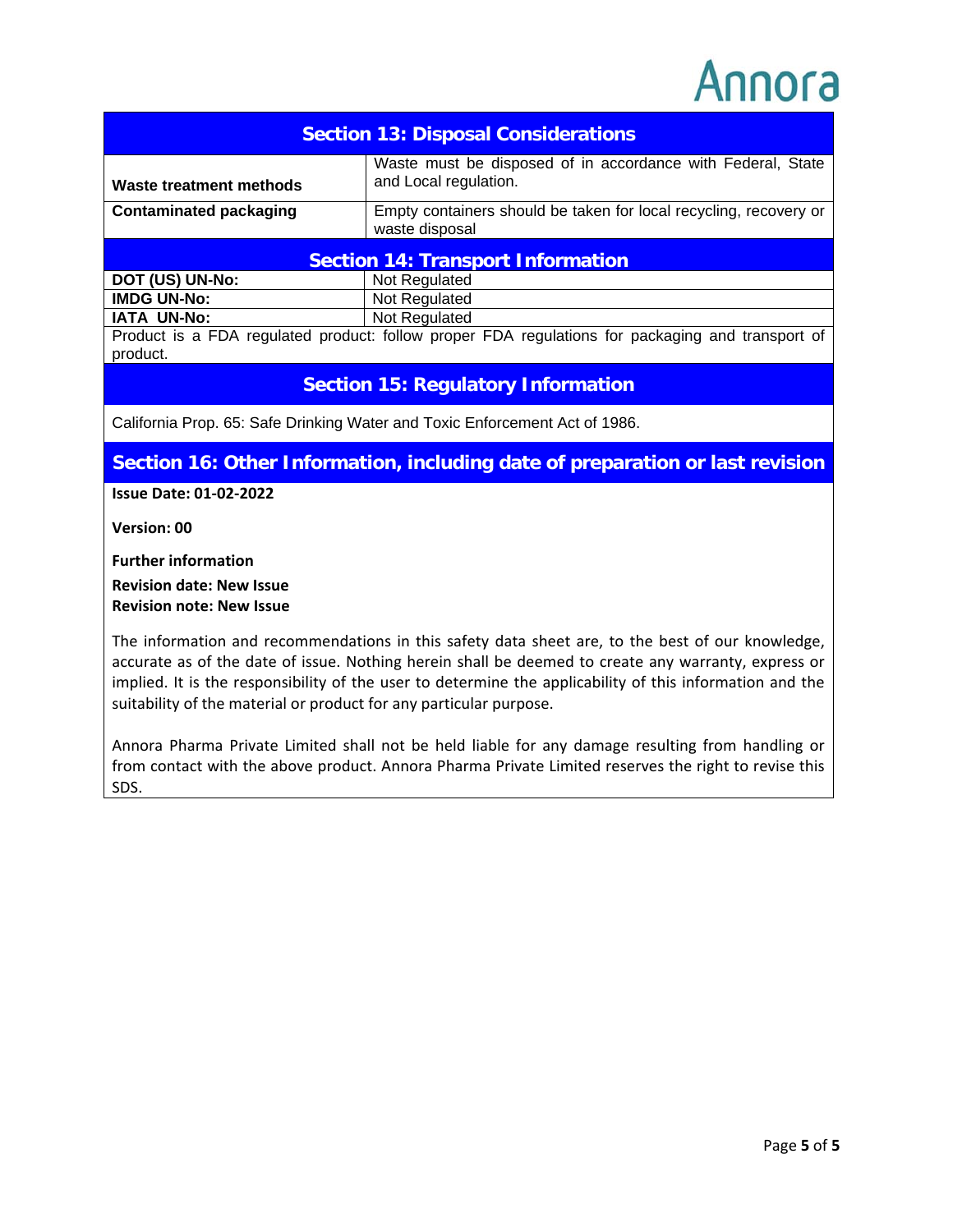## Section 13: Disposal Considerations

| | |
|---|---|
| **Waste treatment methods** | Waste must be disposed of in accordance with Federal, State and Local regulation. |
| **Contaminated packaging** | Empty containers should be taken for local recycling, recovery or waste disposal |

## Section 14: Transport Information

| | |
|---|---|
| **DOT (US) UN-No:** | Not Regulated |
| **IMDG UN-No:** | Not Regulated |
| **IATA UN-No:** | Not Regulated |

Product is a FDA regulated product: follow proper FDA regulations for packaging and transport of product.

## Section 15: Regulatory Information

California Prop. 65: Safe Drinking Water and Toxic Enforcement Act of 1986.

## Section 16: Other Information, including date of preparation or last revision

**Issue Date: 01-02-2022**

**Version: 00**

**Further information**

**Revision date: New Issue**
**Revision note: New Issue**

The information and recommendations in this safety data sheet are, to the best of our knowledge, accurate as of the date of issue. Nothing herein shall be deemed to create any warranty, express or implied. It is the responsibility of the user to determine the applicability of this information and the suitability of the material or product for any particular purpose.

Annora Pharma Private Limited shall not be held liable for any damage resulting from handling or from contact with the above product. Annora Pharma Private Limited reserves the right to revise this SDS.